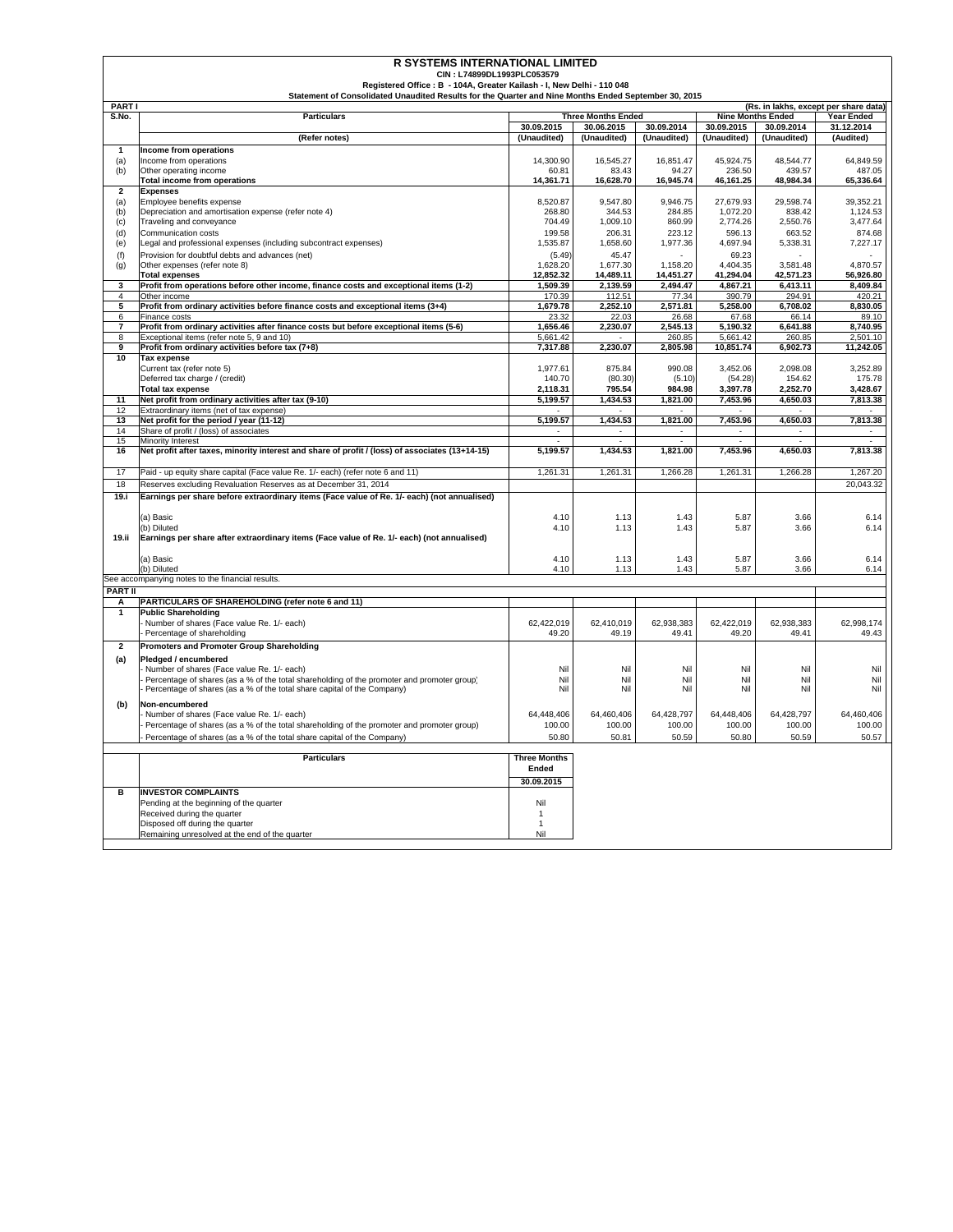# R SYSTEMS INTERNATIONAL LIMITED

**CIN : L74899DL1993PLC053579**

**Registered Office : B - 104A, Greater Kailash - I, New Delhi - 110 048**

**Statement of Consolidated Unaudited Results for the Quarter and Nine Months Ended September 30, 2015**

**PART I** (Rs. in lakhs, except per share data)

| S.No. | Particulars | Three Months Ended | | | Nine Months Ended | | Year Ended |
|---|---|---|---|---|---|---|---|
| | | 30.09.2015 | 30.06.2015 | 30.09.2014 | 30.09.2015 | 30.09.2014 | 31.12.2014 |
| | (Refer notes) | (Unaudited) | (Unaudited) | (Unaudited) | (Unaudited) | (Unaudited) | (Audited) |
| **1** | **Income from operations** | | | | | | |
| (a) | Income from operations | 14,300.90 | 16,545.27 | 16,851.47 | 45,924.75 | 48,544.77 | 64,849.59 |
| (b) | Other operating income | 60.81 | 83.43 | 94.27 | 236.50 | 439.57 | 487.05 |
| | **Total income from operations** | **14,361.71** | **16,628.70** | **16,945.74** | **46,161.25** | **48,984.34** | **65,336.64** |
| **2** | **Expenses** | | | | | | |
| (a) | Employee benefits expense | 8,520.87 | 9,547.80 | 9,946.75 | 27,679.93 | 29,598.74 | 39,352.21 |
| (b) | Depreciation and amortisation expense (refer note 4) | 268.80 | 344.53 | 284.85 | 1,072.20 | 838.42 | 1,124.53 |
| (c) | Traveling and conveyance | 704.49 | 1,009.10 | 860.99 | 2,774.26 | 2,550.76 | 3,477.64 |
| (d) | Communication costs | 199.58 | 206.31 | 223.12 | 596.13 | 663.52 | 874.68 |
| (e) | Legal and professional expenses (including subcontract expenses) | 1,535.87 | 1,658.60 | 1,977.36 | 4,697.94 | 5,338.31 | 7,227.17 |
| (f) | Provision for doubtful debts and advances (net) | (5.49) | 45.47 | - | 69.23 | - | - |
| (g) | Other expenses (refer note 8) | 1,628.20 | 1,677.30 | 1,158.20 | 4,404.35 | 3,581.48 | 4,870.57 |
| | **Total expenses** | **12,852.32** | **14,489.11** | **14,451.27** | **41,294.04** | **42,571.23** | **56,926.80** |
| **3** | **Profit from operations before other income, finance costs and exceptional items (1-2)** | **1,509.39** | **2,139.59** | **2,494.47** | **4,867.21** | **6,413.11** | **8,409.84** |
| 4 | Other income | 170.39 | 112.51 | 77.34 | 390.79 | 294.91 | 420.21 |
| **5** | **Profit from ordinary activities before finance costs and exceptional items (3+4)** | **1,679.78** | **2,252.10** | **2,571.81** | **5,258.00** | **6,708.02** | **8,830.05** |
| 6 | Finance costs | 23.32 | 22.03 | 26.68 | 67.68 | 66.14 | 89.10 |
| **7** | **Profit from ordinary activities after finance costs but before exceptional items (5-6)** | **1,656.46** | **2,230.07** | **2,545.13** | **5,190.32** | **6,641.88** | **8,740.95** |
| 8 | Exceptional items (refer note 5, 9 and 10) | 5,661.42 | - | 260.85 | 5,661.42 | 260.85 | 2,501.10 |
| **9** | **Profit from ordinary activities before tax (7+8)** | **7,317.88** | **2,230.07** | **2,805.98** | **10,851.74** | **6,902.73** | **11,242.05** |
| **10** | **Tax expense** | | | | | | |
| | Current tax (refer note 5) | 1,977.61 | 875.84 | 990.08 | 3,452.06 | 2,098.08 | 3,252.89 |
| | Deferred tax charge / (credit) | 140.70 | (80.30) | (5.10) | (54.28) | 154.62 | 175.78 |
| | **Total tax expense** | **2,118.31** | **795.54** | **984.98** | **3,397.78** | **2,252.70** | **3,428.67** |
| **11** | **Net profit from ordinary activities after tax (9-10)** | **5,199.57** | **1,434.53** | **1,821.00** | **7,453.96** | **4,650.03** | **7,813.38** |
| 12 | Extraordinary items (net of tax expense) | - | - | - | - | - | - |
| **13** | **Net profit for the period / year (11-12)** | **5,199.57** | **1,434.53** | **1,821.00** | **7,453.96** | **4,650.03** | **7,813.38** |
| 14 | Share of profit / (loss) of associates | - | - | - | - | - | - |
| 15 | Minority Interest | - | - | - | - | - | - |
| **16** | **Net profit after taxes, minority interest and share of profit / (loss) of associates (13+14-15)** | **5,199.57** | **1,434.53** | **1,821.00** | **7,453.96** | **4,650.03** | **7,813.38** |
| 17 | Paid - up equity share capital (Face value Re. 1/- each) (refer note 6 and 11) | 1,261.31 | 1,261.31 | 1,266.28 | 1,261.31 | 1,266.28 | 1,267.20 |
| 18 | Reserves excluding Revaluation Reserves as at December 31, 2014 | | | | | | 20,043.32 |
| **19.i** | **Earnings per share before extraordinary items (Face value of Re. 1/- each) (not annualised)** | | | | | | |
| | (a) Basic | 4.10 | 1.13 | 1.43 | 5.87 | 3.66 | 6.14 |
| | (b) Diluted | 4.10 | 1.13 | 1.43 | 5.87 | 3.66 | 6.14 |
| **19.ii** | **Earnings per share after extraordinary items (Face value of Re. 1/- each) (not annualised)** | | | | | | |
| | (a) Basic | 4.10 | 1.13 | 1.43 | 5.87 | 3.66 | 6.14 |
| | (b) Diluted | 4.10 | 1.13 | 1.43 | 5.87 | 3.66 | 6.14 |

See accompanying notes to the financial results.

**PART II**

| | | 30.09.2015 | 30.06.2015 | 30.09.2014 | 30.09.2015 | 30.09.2014 | 31.12.2014 |
|---|---|---|---|---|---|---|---|
| **A** | **PARTICULARS OF SHAREHOLDING (refer note 6 and 11)** | | | | | | |
| **1** | **Public Shareholding** | | | | | | |
| | - Number of shares (Face value Re. 1/- each) | 62,422,019 | 62,410,019 | 62,938,383 | 62,422,019 | 62,938,383 | 62,998,174 |
| | - Percentage of shareholding | 49.20 | 49.19 | 49.41 | 49.20 | 49.41 | 49.43 |
| **2** | **Promoters and Promoter Group Shareholding** | | | | | | |
| **(a)** | **Pledged / encumbered** | | | | | | |
| | - Number of shares (Face value Re. 1/- each) | Nil | Nil | Nil | Nil | Nil | Nil |
| | - Percentage of shares (as a % of the total shareholding of the promoter and promoter group) | Nil | Nil | Nil | Nil | Nil | Nil |
| | - Percentage of shares (as a % of the total share capital of the Company) | Nil | Nil | Nil | Nil | Nil | Nil |
| **(b)** | **Non-encumbered** | | | | | | |
| | - Number of shares (Face value Re. 1/- each) | 64,448,406 | 64,460,406 | 64,428,797 | 64,448,406 | 64,428,797 | 64,460,406 |
| | - Percentage of shares (as a % of the total shareholding of the promoter and promoter group) | 100.00 | 100.00 | 100.00 | 100.00 | 100.00 | 100.00 |
| | - Percentage of shares (as a % of the total share capital of the Company) | 50.80 | 50.81 | 50.59 | 50.80 | 50.59 | 50.57 |

| | Particulars | Three Months Ended 30.09.2015 |
|---|---|---|
| **B** | **INVESTOR COMPLAINTS** | |
| | Pending at the beginning of the quarter | Nil |
| | Received during the quarter | 1 |
| | Disposed off during the quarter | 1 |
| | Remaining unresolved at the end of the quarter | Nil |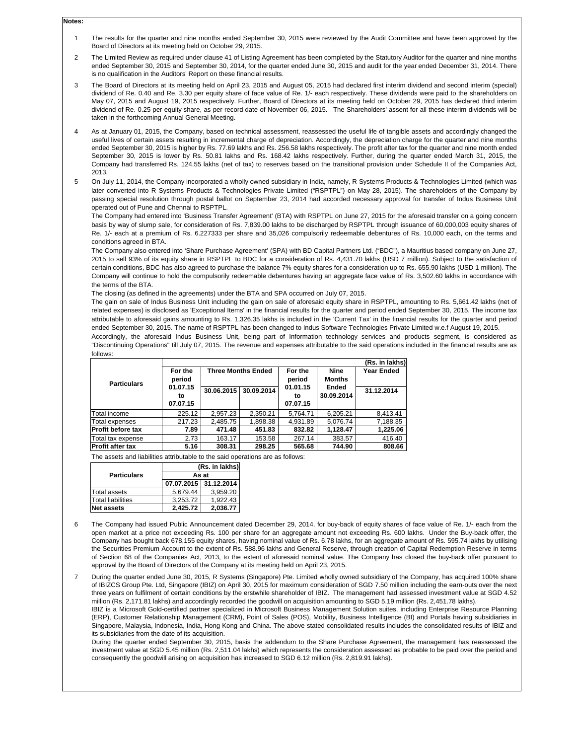**Notes:**

1. The results for the quarter and nine months ended September 30, 2015 were reviewed by the Audit Committee and have been approved by the Board of Directors at its meeting held on October 29, 2015.

2. The Limited Review as required under clause 41 of Listing Agreement has been completed by the Statutory Auditor for the quarter and nine months ended September 30, 2015 and September 30, 2014, for the quarter ended June 30, 2015 and audit for the year ended December 31, 2014. There is no qualification in the Auditors' Report on these financial results.

3. The Board of Directors at its meeting held on April 23, 2015 and August 05, 2015 had declared first interim dividend and second interim (special) dividend of Re. 0.40 and Re. 3.30 per equity share of face value of Re. 1/- each respectively. These dividends were paid to the shareholders on May 07, 2015 and August 19, 2015 respectively. Further, Board of Directors at its meeting held on October 29, 2015 has declared third interim dividend of Re. 0.25 per equity share, as per record date of November 06, 2015. The Shareholders' assent for all these interim dividends will be taken in the forthcoming Annual General Meeting.

4. As at January 01, 2015, the Company, based on technical assessment, reassessed the useful life of tangible assets and accordingly changed the useful lives of certain assets resulting in incremental charge of depreciation. Accordingly, the depreciation charge for the quarter and nine months ended September 30, 2015 is higher by Rs. 77.69 lakhs and Rs. 256.58 lakhs respectively. The profit after tax for the quarter and nine month ended September 30, 2015 is lower by Rs. 50.81 lakhs and Rs. 168.42 lakhs respectively. Further, during the quarter ended March 31, 2015, the Company had transferred Rs. 124.55 lakhs (net of tax) to reserves based on the transitional provision under Schedule II of the Companies Act, 2013.

5. On July 11, 2014, the Company incorporated a wholly owned subsidiary in India, namely, R Systems Products & Technologies Limited (which was later converted into R Systems Products & Technologies Private Limited ("RSPTPL") on May 28, 2015). The shareholders of the Company by passing special resolution through postal ballot on September 23, 2014 had accorded necessary approval for transfer of Indus Business Unit operated out of Pune and Chennai to RSPTPL.

   The Company had entered into 'Business Transfer Agreement' (BTA) with RSPTPL on June 27, 2015 for the aforesaid transfer on a going concern basis by way of slump sale, for consideration of Rs. 7,839.00 lakhs to be discharged by RSPTPL through issuance of 60,000,003 equity shares of Re. 1/- each at a premium of Rs. 6.227333 per share and 35,026 compulsorily redeemable debentures of Rs. 10,000 each, on the terms and conditions agreed in BTA.

   The Company also entered into 'Share Purchase Agreement' (SPA) with BD Capital Partners Ltd. ("BDC"), a Mauritius based company on June 27, 2015 to sell 93% of its equity share in RSPTPL to BDC for a consideration of Rs. 4,431.70 lakhs (USD 7 million). Subject to the satisfaction of certain conditions, BDC has also agreed to purchase the balance 7% equity shares for a consideration up to Rs. 655.90 lakhs (USD 1 million). The Company will continue to hold the compulsorily redeemable debentures having an aggregate face value of Rs. 3,502.60 lakhs in accordance with the terms of the BTA.

   The closing (as defined in the agreements) under the BTA and SPA occurred on July 07, 2015.

   The gain on sale of Indus Business Unit including the gain on sale of aforesaid equity share in RSPTPL, amounting to Rs. 5,661.42 lakhs (net of related expenses) is disclosed as 'Exceptional Items' in the financial results for the quarter and period ended September 30, 2015. The income tax attributable to aforesaid gains amounting to Rs. 1,326.35 lakhs is included in the 'Current Tax' in the financial results for the quarter and period ended September 30, 2015. The name of RSPTPL has been changed to Indus Software Technologies Private Limited w.e.f August 19, 2015.

   Accordingly, the aforesaid Indus Business Unit, being part of Information technology services and products segment, is considered as "Discontinuing Operations" till July 07, 2015. The revenue and expenses attributable to the said operations included in the financial results are as follows:

   (Rs. in lakhs)

   | Particulars | For the period 01.07.15 to 07.07.15 | Three Months Ended | | For the period 01.01.15 to 07.07.15 | Nine Months Ended | Year Ended |
   |---|---|---|---|---|---|---|
   | | | 30.06.2015 | 30.09.2014 | | 30.09.2014 | 31.12.2014 |
   | Total income | 225.12 | 2,957.23 | 2,350.21 | 5,764.71 | 6,205.21 | 8,413.41 |
   | Total expenses | 217.23 | 2,485.75 | 1,898.38 | 4,931.89 | 5,076.74 | 7,188.35 |
   | **Profit before tax** | **7.89** | **471.48** | **451.83** | **832.82** | **1,128.47** | **1,225.06** |
   | Total tax expense | 2.73 | 163.17 | 153.58 | 267.14 | 383.57 | 416.40 |
   | **Profit after tax** | **5.16** | **308.31** | **298.25** | **565.68** | **744.90** | **808.66** |

   The assets and liabilities attributable to the said operations are as follows:

   (Rs. in lakhs)

   | Particulars | As at | |
   |---|---|---|
   | | 07.07.2015 | 31.12.2014 |
   | Total assets | 5,679.44 | 3,959.20 |
   | Total liabilities | 3,253.72 | 1,922.43 |
   | **Net assets** | **2,425.72** | **2,036.77** |

6. The Company had issued Public Announcement dated December 29, 2014, for buy-back of equity shares of face value of Re. 1/- each from the open market at a price not exceeding Rs. 100 per share for an aggregate amount not exceeding Rs. 600 lakhs. Under the Buy-back offer, the Company has bought back 678,155 equity shares, having nominal value of Rs. 6.78 lakhs, for an aggregate amount of Rs. 595.74 lakhs by utilising the Securities Premium Account to the extent of Rs. 588.96 lakhs and General Reserve, through creation of Capital Redemption Reserve in terms of Section 68 of the Companies Act, 2013, to the extent of aforesaid nominal value. The Company has closed the buy-back offer pursuant to approval by the Board of Directors of the Company at its meeting held on April 23, 2015.

7. During the quarter ended June 30, 2015, R Systems (Singapore) Pte. Limited wholly owned subsidiary of the Company, has acquired 100% share of IBIZCS Group Pte. Ltd, Singapore (IBIZ) on April 30, 2015 for maximum consideration of SGD 7.50 million including the earn-outs over the next three years on fulfilment of certain conditions by the erstwhile shareholder of IBIZ. The management had assessed investment value at SGD 4.52 million (Rs. 2,171.81 lakhs) and accordingly recorded the goodwill on acquisition amounting to SGD 5.19 million (Rs. 2,451.78 lakhs).

   IBIZ is a Microsoft Gold-certified partner specialized in Microsoft Business Management Solution suites, including Enterprise Resource Planning (ERP), Customer Relationship Management (CRM), Point of Sales (POS), Mobility, Business Intelligence (BI) and Portals having subsidiaries in Singapore, Malaysia, Indonesia, India, Hong Kong and China. The above stated consolidated results includes the consolidated results of IBIZ and its subsidiaries from the date of its acquisition.

   During the quarter ended September 30, 2015, basis the addendum to the Share Purchase Agreement, the management has reassessed the investment value at SGD 5.45 million (Rs. 2,511.04 lakhs) which represents the consideration assessed as probable to be paid over the period and consequently the goodwill arising on acquisition has increased to SGD 6.12 million (Rs. 2,819.91 lakhs).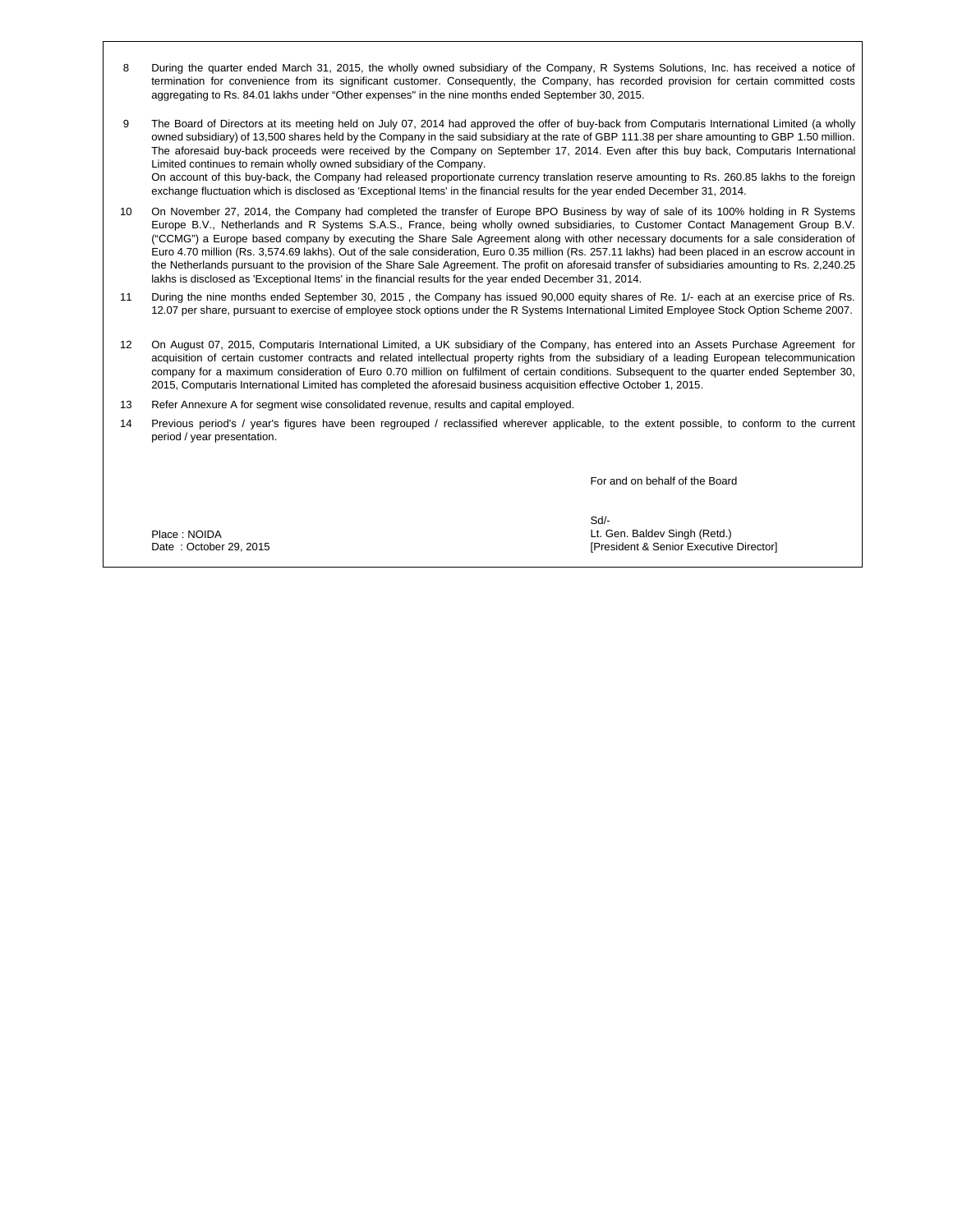8. During the quarter ended March 31, 2015, the wholly owned subsidiary of the Company, R Systems Solutions, Inc. has received a notice of termination for convenience from its significant customer. Consequently, the Company, has recorded provision for certain committed costs aggregating to Rs. 84.01 lakhs under "Other expenses" in the nine months ended September 30, 2015.

9. The Board of Directors at its meeting held on July 07, 2014 had approved the offer of buy-back from Computaris International Limited (a wholly owned subsidiary) of 13,500 shares held by the Company in the said subsidiary at the rate of GBP 111.38 per share amounting to GBP 1.50 million. The aforesaid buy-back proceeds were received by the Company on September 17, 2014. Even after this buy back, Computaris International Limited continues to remain wholly owned subsidiary of the Company.
   On account of this buy-back, the Company had released proportionate currency translation reserve amounting to Rs. 260.85 lakhs to the foreign exchange fluctuation which is disclosed as 'Exceptional Items' in the financial results for the year ended December 31, 2014.

10. On November 27, 2014, the Company had completed the transfer of Europe BPO Business by way of sale of its 100% holding in R Systems Europe B.V., Netherlands and R Systems S.A.S., France, being wholly owned subsidiaries, to Customer Contact Management Group B.V. ("CCMG") a Europe based company by executing the Share Sale Agreement along with other necessary documents for a sale consideration of Euro 4.70 million (Rs. 3,574.69 lakhs). Out of the sale consideration, Euro 0.35 million (Rs. 257.11 lakhs) had been placed in an escrow account in the Netherlands pursuant to the provision of the Share Sale Agreement. The profit on aforesaid transfer of subsidiaries amounting to Rs. 2,240.25 lakhs is disclosed as 'Exceptional Items' in the financial results for the year ended December 31, 2014.

11. During the nine months ended September 30, 2015 , the Company has issued 90,000 equity shares of Re. 1/- each at an exercise price of Rs. 12.07 per share, pursuant to exercise of employee stock options under the R Systems International Limited Employee Stock Option Scheme 2007.

12. On August 07, 2015, Computaris International Limited, a UK subsidiary of the Company, has entered into an Assets Purchase Agreement for acquisition of certain customer contracts and related intellectual property rights from the subsidiary of a leading European telecommunication company for a maximum consideration of Euro 0.70 million on fulfilment of certain conditions. Subsequent to the quarter ended September 30, 2015, Computaris International Limited has completed the aforesaid business acquisition effective October 1, 2015.

13. Refer Annexure A for segment wise consolidated revenue, results and capital employed.

14. Previous period's / year's figures have been regrouped / reclassified wherever applicable, to the extent possible, to conform to the current period / year presentation.

For and on behalf of the Board

Sd/-
Lt. Gen. Baldev Singh (Retd.)
[President & Senior Executive Director]

Place : NOIDA
Date : October 29, 2015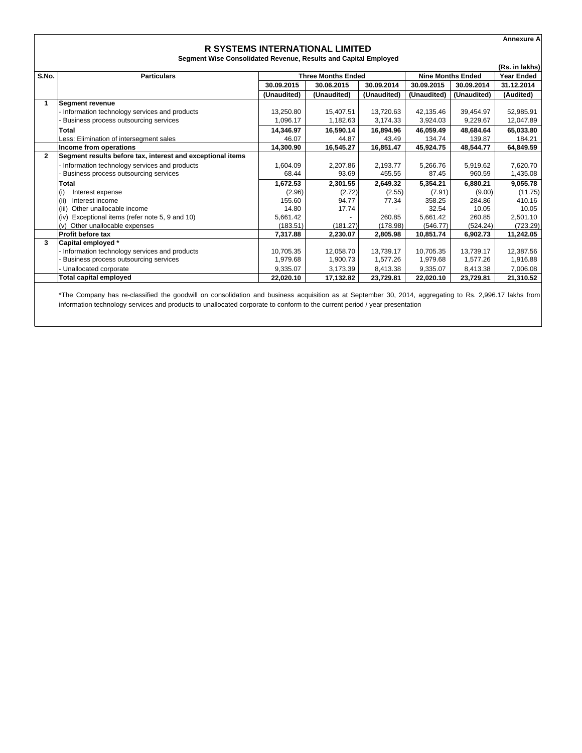Annexure A

# R SYSTEMS INTERNATIONAL LIMITED

### Segment Wise Consolidated Revenue, Results and Capital Employed

(Rs. in lakhs)

| S.No. | Particulars | Three Months Ended | | | Nine Months Ended | | Year Ended |
|---|---|---|---|---|---|---|---|
| | | 30.09.2015 | 30.06.2015 | 30.09.2014 | 30.09.2015 | 30.09.2014 | 31.12.2014 |
| | | (Unaudited) | (Unaudited) | (Unaudited) | (Unaudited) | (Unaudited) | (Audited) |
| 1 | **Segment revenue** | | | | | | |
| | - Information technology services and products | 13,250.80 | 15,407.51 | 13,720.63 | 42,135.46 | 39,454.97 | 52,985.91 |
| | - Business process outsourcing services | 1,096.17 | 1,182.63 | 3,174.33 | 3,924.03 | 9,229.67 | 12,047.89 |
| | **Total** | **14,346.97** | **16,590.14** | **16,894.96** | **46,059.49** | **48,684.64** | **65,033.80** |
| | Less: Elimination of intersegment sales | 46.07 | 44.87 | 43.49 | 134.74 | 139.87 | 184.21 |
| | **Income from operations** | **14,300.90** | **16,545.27** | **16,851.47** | **45,924.75** | **48,544.77** | **64,849.59** |
| 2 | **Segment results before tax, interest and exceptional items** | | | | | | |
| | - Information technology services and products | 1,604.09 | 2,207.86 | 2,193.77 | 5,266.76 | 5,919.62 | 7,620.70 |
| | - Business process outsourcing services | 68.44 | 93.69 | 455.55 | 87.45 | 960.59 | 1,435.08 |
| | **Total** | **1,672.53** | **2,301.55** | **2,649.32** | **5,354.21** | **6,880.21** | **9,055.78** |
| | (i) Interest expense | (2.96) | (2.72) | (2.55) | (7.91) | (9.00) | (11.75) |
| | (ii) Interest income | 155.60 | 94.77 | 77.34 | 358.25 | 284.86 | 410.16 |
| | (iii) Other unallocable income | 14.80 | 17.74 | - | 32.54 | 10.05 | 10.05 |
| | (iv) Exceptional items (refer note 5, 9 and 10) | 5,661.42 | - | 260.85 | 5,661.42 | 260.85 | 2,501.10 |
| | (v) Other unallocable expenses | (183.51) | (181.27) | (178.98) | (546.77) | (524.24) | (723.29) |
| | **Profit before tax** | **7,317.88** | **2,230.07** | **2,805.98** | **10,851.74** | **6,902.73** | **11,242.05** |
| 3 | **Capital employed *** | | | | | | |
| | - Information technology services and products | 10,705.35 | 12,058.70 | 13,739.17 | 10,705.35 | 13,739.17 | 12,387.56 |
| | - Business process outsourcing services | 1,979.68 | 1,900.73 | 1,577.26 | 1,979.68 | 1,577.26 | 1,916.88 |
| | - Unallocated corporate | 9,335.07 | 3,173.39 | 8,413.38 | 9,335.07 | 8,413.38 | 7,006.08 |
| | **Total capital employed** | **22,020.10** | **17,132.82** | **23,729.81** | **22,020.10** | **23,729.81** | **21,310.52** |

*The Company has re-classified the goodwill on consolidation and business acquisition as at September 30, 2014, aggregating to Rs. 2,996.17 lakhs from information technology services and products to unallocated corporate to conform to the current period / year presentation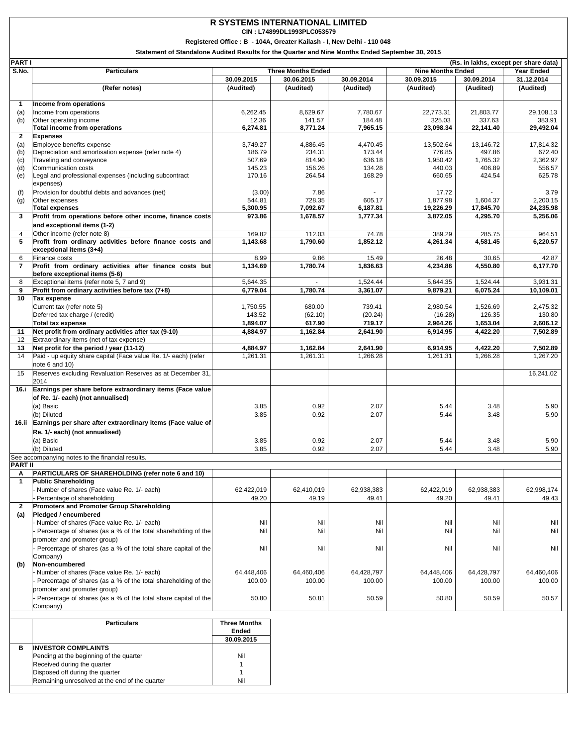# R SYSTEMS INTERNATIONAL LIMITED

**CIN : L74899DL1993PLC053579**

**Registered Office : B - 104A, Greater Kailash - I, New Delhi - 110 048**

**Statement of Standalone Audited Results for the Quarter and Nine Months Ended September 30, 2015**

**PART I** (Rs. in lakhs, except per share data)

| S.No. | Particulars | Three Months Ended | | | Nine Months Ended | | Year Ended |
|---|---|---|---|---|---|---|---|
| | | 30.09.2015 | 30.06.2015 | 30.09.2014 | 30.09.2015 | 30.09.2014 | 31.12.2014 |
| | (Refer notes) | (Audited) | (Audited) | (Audited) | (Audited) | (Audited) | (Audited) |
| **1** | **Income from operations** | | | | | | |
| (a) | Income from operations | 6,262.45 | 8,629.67 | 7,780.67 | 22,773.31 | 21,803.77 | 29,108.13 |
| (b) | Other operating income | 12.36 | 141.57 | 184.48 | 325.03 | 337.63 | 383.91 |
| | **Total income from operations** | **6,274.81** | **8,771.24** | **7,965.15** | **23,098.34** | **22,141.40** | **29,492.04** |
| **2** | **Expenses** | | | | | | |
| (a) | Employee benefits expense | 3,749.27 | 4,886.45 | 4,470.45 | 13,502.64 | 13,146.72 | 17,814.32 |
| (b) | Depreciation and amortisation expense (refer note 4) | 186.79 | 234.31 | 173.44 | 776.85 | 497.86 | 672.40 |
| (c) | Traveling and conveyance | 507.69 | 814.90 | 636.18 | 1,950.42 | 1,765.32 | 2,362.97 |
| (d) | Communication costs | 145.23 | 156.26 | 134.28 | 440.03 | 406.89 | 556.57 |
| (e) | Legal and professional expenses (including subcontract expenses) | 170.16 | 264.54 | 168.29 | 660.65 | 424.54 | 625.78 |
| (f) | Provision for doubtful debts and advances (net) | (3.00) | 7.86 | - | 17.72 | - | 3.79 |
| (g) | Other expenses | 544.81 | 728.35 | 605.17 | 1,877.98 | 1,604.37 | 2,200.15 |
| | **Total expenses** | **5,300.95** | **7,092.67** | **6,187.81** | **19,226.29** | **17,845.70** | **24,235.98** |
| **3** | **Profit from operations before other income, finance costs and exceptional items (1-2)** | **973.86** | **1,678.57** | **1,777.34** | **3,872.05** | **4,295.70** | **5,256.06** |
| 4 | Other income (refer note 8) | 169.82 | 112.03 | 74.78 | 389.29 | 285.75 | 964.51 |
| **5** | **Profit from ordinary activities before finance costs and exceptional items (3+4)** | **1,143.68** | **1,790.60** | **1,852.12** | **4,261.34** | **4,581.45** | **6,220.57** |
| 6 | Finance costs | 8.99 | 9.86 | 15.49 | 26.48 | 30.65 | 42.87 |
| **7** | **Profit from ordinary activities after finance costs but before exceptional items (5-6)** | **1,134.69** | **1,780.74** | **1,836.63** | **4,234.86** | **4,550.80** | **6,177.70** |
| 8 | Exceptional items (refer note 5, 7 and 9) | 5,644.35 | - | 1,524.44 | 5,644.35 | 1,524.44 | 3,931.31 |
| **9** | **Profit from ordinary activities before tax (7+8)** | **6,779.04** | **1,780.74** | **3,361.07** | **9,879.21** | **6,075.24** | **10,109.01** |
| **10** | **Tax expense** | | | | | | |
| | Current tax (refer note 5) | 1,750.55 | 680.00 | 739.41 | 2,980.54 | 1,526.69 | 2,475.32 |
| | Deferred tax charge / (credit) | 143.52 | (62.10) | (20.24) | (16.28) | 126.35 | 130.80 |
| | **Total tax expense** | **1,894.07** | **617.90** | **719.17** | **2,964.26** | **1,653.04** | **2,606.12** |
| **11** | **Net profit from ordinary activities after tax (9-10)** | **4,884.97** | **1,162.84** | **2,641.90** | **6,914.95** | **4,422.20** | **7,502.89** |
| 12 | Extraordinary items (net of tax expense) | - | - | - | - | - | - |
| **13** | **Net profit for the period / year (11-12)** | **4,884.97** | **1,162.84** | **2,641.90** | **6,914.95** | **4,422.20** | **7,502.89** |
| 14 | Paid - up equity share capital (Face value Re. 1/- each) (refer note 6 and 10) | 1,261.31 | 1,261.31 | 1,266.28 | 1,261.31 | 1,266.28 | 1,267.20 |
| 15 | Reserves excluding Revaluation Reserves as at December 31, 2014 | | | | | | 16,241.02 |
| **16.i** | **Earnings per share before extraordinary items (Face value of Re. 1/- each) (not annualised)** | | | | | | |
| | (a) Basic | 3.85 | 0.92 | 2.07 | 5.44 | 3.48 | 5.90 |
| | (b) Diluted | 3.85 | 0.92 | 2.07 | 5.44 | 3.48 | 5.90 |
| **16.ii** | **Earnings per share after extraordinary items (Face value of Re. 1/- each) (not annualised)** | | | | | | |
| | (a) Basic | 3.85 | 0.92 | 2.07 | 5.44 | 3.48 | 5.90 |
| | (b) Diluted | 3.85 | 0.92 | 2.07 | 5.44 | 3.48 | 5.90 |

See accompanying notes to the financial results.

**PART II**

| | | 30.09.2015 | 30.06.2015 | 30.09.2014 | 30.09.2015 | 30.09.2014 | 31.12.2014 |
|---|---|---|---|---|---|---|---|
| **A** | **PARTICULARS OF SHAREHOLDING (refer note 6 and 10)** | | | | | | |
| **1** | **Public Shareholding** | | | | | | |
| | - Number of shares (Face value Re. 1/- each) | 62,422,019 | 62,410,019 | 62,938,383 | 62,422,019 | 62,938,383 | 62,998,174 |
| | - Percentage of shareholding | 49.20 | 49.19 | 49.41 | 49.20 | 49.41 | 49.43 |
| **2** | **Promoters and Promoter Group Shareholding** | | | | | | |
| **(a)** | **Pledged / encumbered** | | | | | | |
| | - Number of shares (Face value Re. 1/- each) | Nil | Nil | Nil | Nil | Nil | Nil |
| | - Percentage of shares (as a % of the total shareholding of the promoter and promoter group) | Nil | Nil | Nil | Nil | Nil | Nil |
| | - Percentage of shares (as a % of the total share capital of the Company) | Nil | Nil | Nil | Nil | Nil | Nil |
| **(b)** | **Non-encumbered** | | | | | | |
| | - Number of shares (Face value Re. 1/- each) | 64,448,406 | 64,460,406 | 64,428,797 | 64,448,406 | 64,428,797 | 64,460,406 |
| | - Percentage of shares (as a % of the total shareholding of the promoter and promoter group) | 100.00 | 100.00 | 100.00 | 100.00 | 100.00 | 100.00 |
| | - Percentage of shares (as a % of the total share capital of the Company) | 50.80 | 50.81 | 50.59 | 50.80 | 50.59 | 50.57 |

| | Particulars | Three Months Ended 30.09.2015 |
|---|---|---|
| **B** | **INVESTOR COMPLAINTS** | |
| | Pending at the beginning of the quarter | Nil |
| | Received during the quarter | 1 |
| | Disposed off during the quarter | 1 |
| | Remaining unresolved at the end of the quarter | Nil |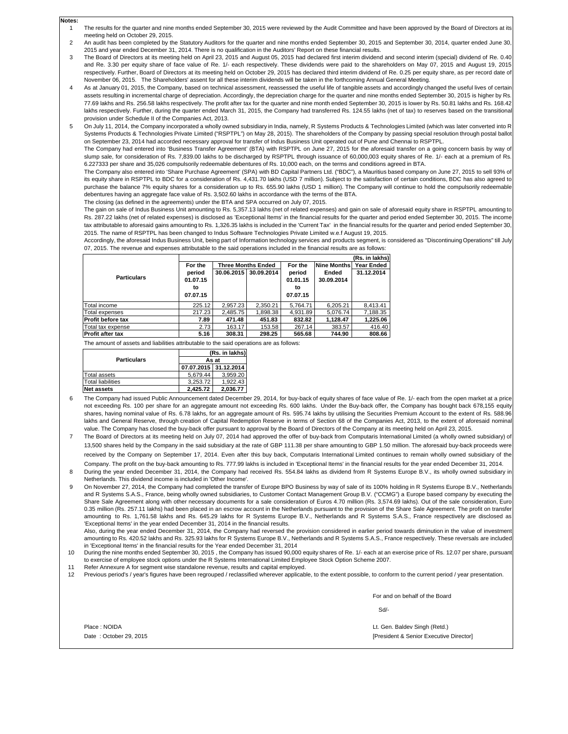**Notes:**

1. The results for the quarter and nine months ended September 30, 2015 were reviewed by the Audit Committee and have been approved by the Board of Directors at its meeting held on October 29, 2015.
2. An audit has been completed by the Statutory Auditors for the quarter and nine months ended September 30, 2015 and September 30, 2014, quarter ended June 30, 2015 and year ended December 31, 2014. There is no qualification in the Auditors' Report on these financial results.
3. The Board of Directors at its meeting held on April 23, 2015 and August 05, 2015 had declared first interim dividend and second interim (special) dividend of Re. 0.40 and Re. 3.30 per equity share of face value of Re. 1/- each respectively. These dividends were paid to the shareholders on May 07, 2015 and August 19, 2015 respectively. Further, Board of Directors at its meeting held on October 29, 2015 has declared third interim dividend of Re. 0.25 per equity share, as per record date of November 06, 2015. The Shareholders' assent for all these interim dividends will be taken in the forthcoming Annual General Meeting.
4. As at January 01, 2015, the Company, based on technical assessment, reassessed the useful life of tangible assets and accordingly changed the useful lives of certain assets resulting in incremental charge of depreciation. Accordingly, the depreciation charge for the quarter and nine months ended September 30, 2015 is higher by Rs. 77.69 lakhs and Rs. 256.58 lakhs respectively. The profit after tax for the quarter and nine month ended September 30, 2015 is lower by Rs. 50.81 lakhs and Rs. 168.42 lakhs respectively. Further, during the quarter ended March 31, 2015, the Company had transferred Rs. 124.55 lakhs (net of tax) to reserves based on the transitional provision under Schedule II of the Companies Act, 2013.
5. On July 11, 2014, the Company incorporated a wholly owned subsidiary in India, namely, R Systems Products & Technologies Limited (which was later converted into R Systems Products & Technologies Private Limited ("RSPTPL") on May 28, 2015). The shareholders of the Company by passing special resolution through postal ballot on September 23, 2014 had accorded necessary approval for transfer of Indus Business Unit operated out of Pune and Chennai to RSPTPL.

   The Company had entered into 'Business Transfer Agreement' (BTA) with RSPTPL on June 27, 2015 for the aforesaid transfer on a going concern basis by way of slump sale, for consideration of Rs. 7,839.00 lakhs to be discharged by RSPTPL through issuance of 60,000,003 equity shares of Re. 1/- each at a premium of Rs. 6.227333 per share and 35,026 compulsorily redeemable debentures of Rs. 10,000 each, on the terms and conditions agreed in BTA.

   The Company also entered into 'Share Purchase Agreement' (SPA) with BD Capital Partners Ltd. ("BDC"), a Mauritius based company on June 27, 2015 to sell 93% of its equity share in RSPTPL to BDC for a consideration of Rs. 4,431.70 lakhs (USD 7 million). Subject to the satisfaction of certain conditions, BDC has also agreed to purchase the balance 7% equity shares for a consideration up to Rs. 655.90 lakhs (USD 1 million). The Company will continue to hold the compulsorily redeemable debentures having an aggregate face value of Rs. 3,502.60 lakhs in accordance with the terms of the BTA.

   The closing (as defined in the agreements) under the BTA and SPA occurred on July 07, 2015.

   The gain on sale of Indus Business Unit amounting to Rs. 5,357.13 lakhs (net of related expenses) and gain on sale of aforesaid equity share in RSPTPL amounting to Rs. 287.22 lakhs (net of related expenses) is disclosed as 'Exceptional Items' in the financial results for the quarter and period ended September 30, 2015. The income tax attributable to aforesaid gains amounting to Rs. 1,326.35 lakhs is included in the 'Current Tax' in the financial results for the quarter and period ended September 30, 2015. The name of RSPTPL has been changed to Indus Software Technologies Private Limited w.e.f August 19, 2015.

   Accordingly, the aforesaid Indus Business Unit, being part of Information technology services and products segment, is considered as "Discontinuing Operations" till July 07, 2015. The revenue and expenses attributable to the said operations included in the financial results are as follows:

| Particulars | | | | | | (Rs. in lakhs) |
|---|---|---|---|---|---|---|
| | For the period 01.07.15 to 07.07.15 | Three Months Ended | | For the period 01.01.15 to 07.07.15 | Nine Months Ended 30.09.2014 | Year Ended 31.12.2014 |
| | | 30.06.2015 | 30.09.2014 | | | |
| Total income | 225.12 | 2,957.23 | 2,350.21 | 5,764.71 | 6,205.21 | 8,413.41 |
| Total expenses | 217.23 | 2,485.75 | 1,898.38 | 4,931.89 | 5,076.74 | 7,188.35 |
| **Profit before tax** | **7.89** | **471.48** | **451.83** | **832.82** | **1,128.47** | **1,225.06** |
| Total tax expense | 2.73 | 163.17 | 153.58 | 267.14 | 383.57 | 416.40 |
| **Profit after tax** | **5.16** | **308.31** | **298.25** | **565.68** | **744.90** | **808.66** |

   The amount of assets and liabilities attributable to the said operations are as follows:

| Particulars | (Rs. in lakhs) As at | |
|---|---|---|
| | 07.07.2015 | 31.12.2014 |
| Total assets | 5,679.44 | 3,959.20 |
| Total liabilities | 3,253.72 | 1,922.43 |
| **Net assets** | **2,425.72** | **2,036.77** |

6. The Company had issued Public Announcement dated December 29, 2014, for buy-back of equity shares of face value of Re. 1/- each from the open market at a price not exceeding Rs. 100 per share for an aggregate amount not exceeding Rs. 600 lakhs. Under the Buy-back offer, the Company has bought back 678,155 equity shares, having nominal value of Rs. 6.78 lakhs, for an aggregate amount of Rs. 595.74 lakhs by utilising the Securities Premium Account to the extent of Rs. 588.96 lakhs and General Reserve, through creation of Capital Redemption Reserve in terms of Section 68 of the Companies Act, 2013, to the extent of aforesaid nominal value. The Company has closed the buy-back offer pursuant to approval by the Board of Directors of the Company at its meeting held on April 23, 2015.
7. The Board of Directors at its meeting held on July 07, 2014 had approved the offer of buy-back from Computaris International Limited (a wholly owned subsidiary) of 13,500 shares held by the Company in the said subsidiary at the rate of GBP 111.38 per share amounting to GBP 1.50 million. The aforesaid buy-back proceeds were received by the Company on September 17, 2014. Even after this buy back, Computaris International Limited continues to remain wholly owned subsidiary of the Company. The profit on the buy-back amounting to Rs. 777.99 lakhs is included in 'Exceptional Items' in the financial results for the year ended December 31, 2014.
8. During the year ended December 31, 2014, the Company had received Rs. 554.84 lakhs as dividend from R Systems Europe B.V., its wholly owned subsidiary in Netherlands. This dividend income is included in 'Other Income'.
9. On November 27, 2014, the Company had completed the transfer of Europe BPO Business by way of sale of its 100% holding in R Systems Europe B.V., Netherlands and R Systems S.A.S., France, being wholly owned subsidiaries, to Customer Contact Management Group B.V. ("CCMG") a Europe based company by executing the Share Sale Agreement along with other necessary documents for a sale consideration of Euros 4.70 million (Rs. 3,574.69 lakhs). Out of the sale consideration, Euro 0.35 million (Rs. 257.11 lakhs) had been placed in an escrow account in the Netherlands pursuant to the provision of the Share Sale Agreement. The profit on transfer amounting to Rs. 1,761.58 lakhs and Rs. 645.29 lakhs for R Systems Europe B.V., Netherlands and R Systems S.A.S., France respectively are disclosed as 'Exceptional Items' in the year ended December 31, 2014 in the financial results.

   Also, during the year ended December 31, 2014, the Company had reversed the provision considered in earlier period towards diminution in the value of investment amounting to Rs. 420.52 lakhs and Rs. 325.93 lakhs for R Systems Europe B.V., Netherlands and R Systems S.A.S., France respectively. These reversals are included in 'Exceptional Items' in the financial results for the Year ended December 31, 2014
10. During the nine months ended September 30, 2015 , the Company has issued 90,000 equity shares of Re. 1/- each at an exercise price of Rs. 12.07 per share, pursuant to exercise of employee stock options under the R Systems International Limited Employee Stock Option Scheme 2007.
11. Refer Annexure A for segment wise standalone revenue, results and capital employed.
12. Previous period's / year's figures have been regrouped / reclassified wherever applicable, to the extent possible, to conform to the current period / year presentation.

For and on behalf of the Board

Sd/-

Place : NOIDA

Date : October 29, 2015

Lt. Gen. Baldev Singh (Retd.)

[President & Senior Executive Director]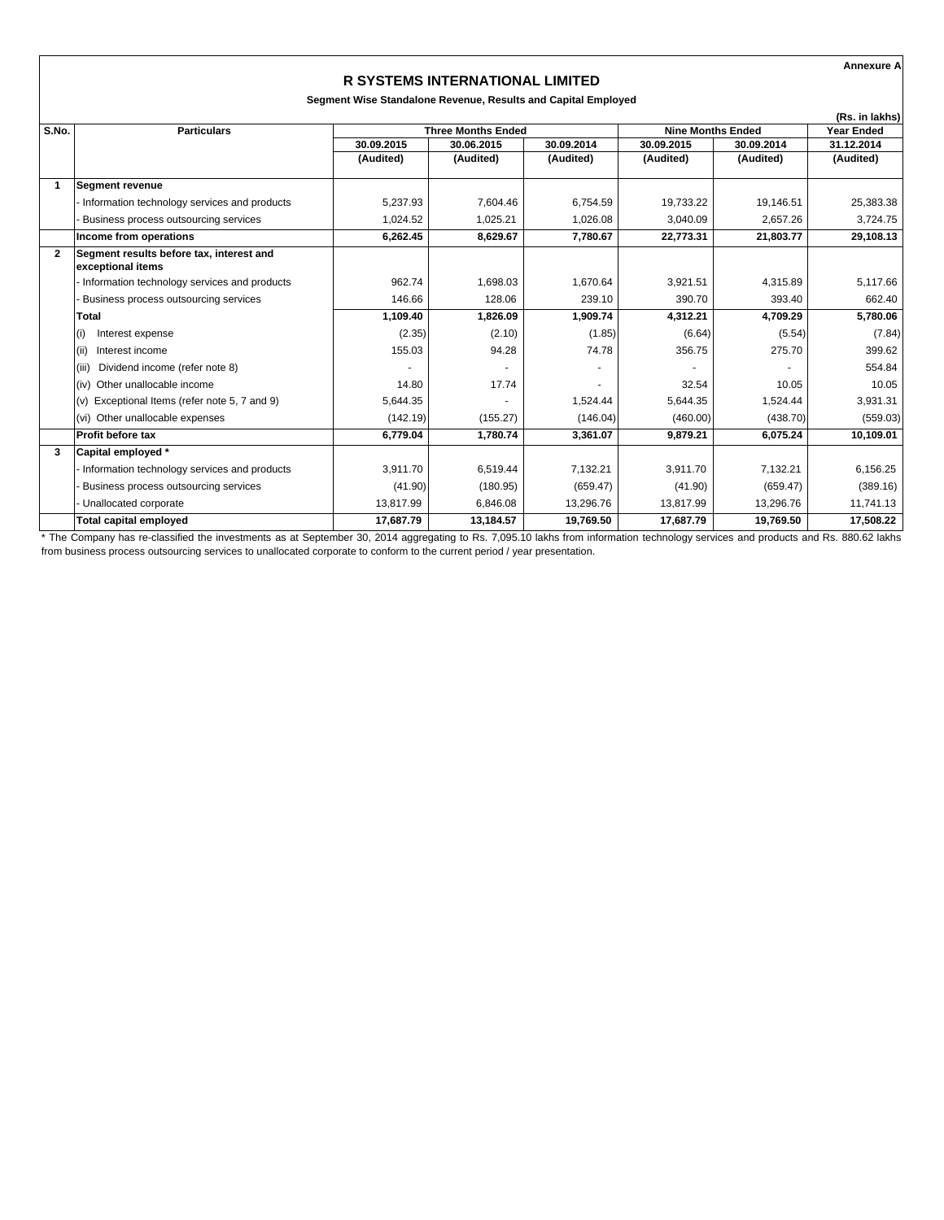Annexure A

# R SYSTEMS INTERNATIONAL LIMITED

**Segment Wise Standalone Revenue, Results and Capital Employed**

(Rs. in lakhs)

| S.No. | Particulars | Three Months Ended | | | Nine Months Ended | | Year Ended |
|---|---|---|---|---|---|---|---|
| | | 30.09.2015 | 30.06.2015 | 30.09.2014 | 30.09.2015 | 30.09.2014 | 31.12.2014 |
| | | (Audited) | (Audited) | (Audited) | (Audited) | (Audited) | (Audited) |
| 1 | **Segment revenue** | | | | | | |
| | - Information technology services and products | 5,237.93 | 7,604.46 | 6,754.59 | 19,733.22 | 19,146.51 | 25,383.38 |
| | - Business process outsourcing services | 1,024.52 | 1,025.21 | 1,026.08 | 3,040.09 | 2,657.26 | 3,724.75 |
| | **Income from operations** | **6,262.45** | **8,629.67** | **7,780.67** | **22,773.31** | **21,803.77** | **29,108.13** |
| 2 | **Segment results before tax, interest and exceptional items** | | | | | | |
| | - Information technology services and products | 962.74 | 1,698.03 | 1,670.64 | 3,921.51 | 4,315.89 | 5,117.66 |
| | - Business process outsourcing services | 146.66 | 128.06 | 239.10 | 390.70 | 393.40 | 662.40 |
| | **Total** | **1,109.40** | **1,826.09** | **1,909.74** | **4,312.21** | **4,709.29** | **5,780.06** |
| | (i) Interest expense | (2.35) | (2.10) | (1.85) | (6.64) | (5.54) | (7.84) |
| | (ii) Interest income | 155.03 | 94.28 | 74.78 | 356.75 | 275.70 | 399.62 |
| | (iii) Dividend income (refer note 8) | - | - | - | - | - | 554.84 |
| | (iv) Other unallocable income | 14.80 | 17.74 | - | 32.54 | 10.05 | 10.05 |
| | (v) Exceptional Items (refer note 5, 7 and 9) | 5,644.35 | - | 1,524.44 | 5,644.35 | 1,524.44 | 3,931.31 |
| | (vi) Other unallocable expenses | (142.19) | (155.27) | (146.04) | (460.00) | (438.70) | (559.03) |
| | **Profit before tax** | **6,779.04** | **1,780.74** | **3,361.07** | **9,879.21** | **6,075.24** | **10,109.01** |
| 3 | **Capital employed *** | | | | | | |
| | - Information technology services and products | 3,911.70 | 6,519.44 | 7,132.21 | 3,911.70 | 7,132.21 | 6,156.25 |
| | - Business process outsourcing services | (41.90) | (180.95) | (659.47) | (41.90) | (659.47) | (389.16) |
| | - Unallocated corporate | 13,817.99 | 6,846.08 | 13,296.76 | 13,817.99 | 13,296.76 | 11,741.13 |
| | **Total capital employed** | **17,687.79** | **13,184.57** | **19,769.50** | **17,687.79** | **19,769.50** | **17,508.22** |

* The Company has re-classified the investments as at September 30, 2014 aggregating to Rs. 7,095.10 lakhs from information technology services and products and Rs. 880.62 lakhs from business process outsourcing services to unallocated corporate to conform to the current period / year presentation.